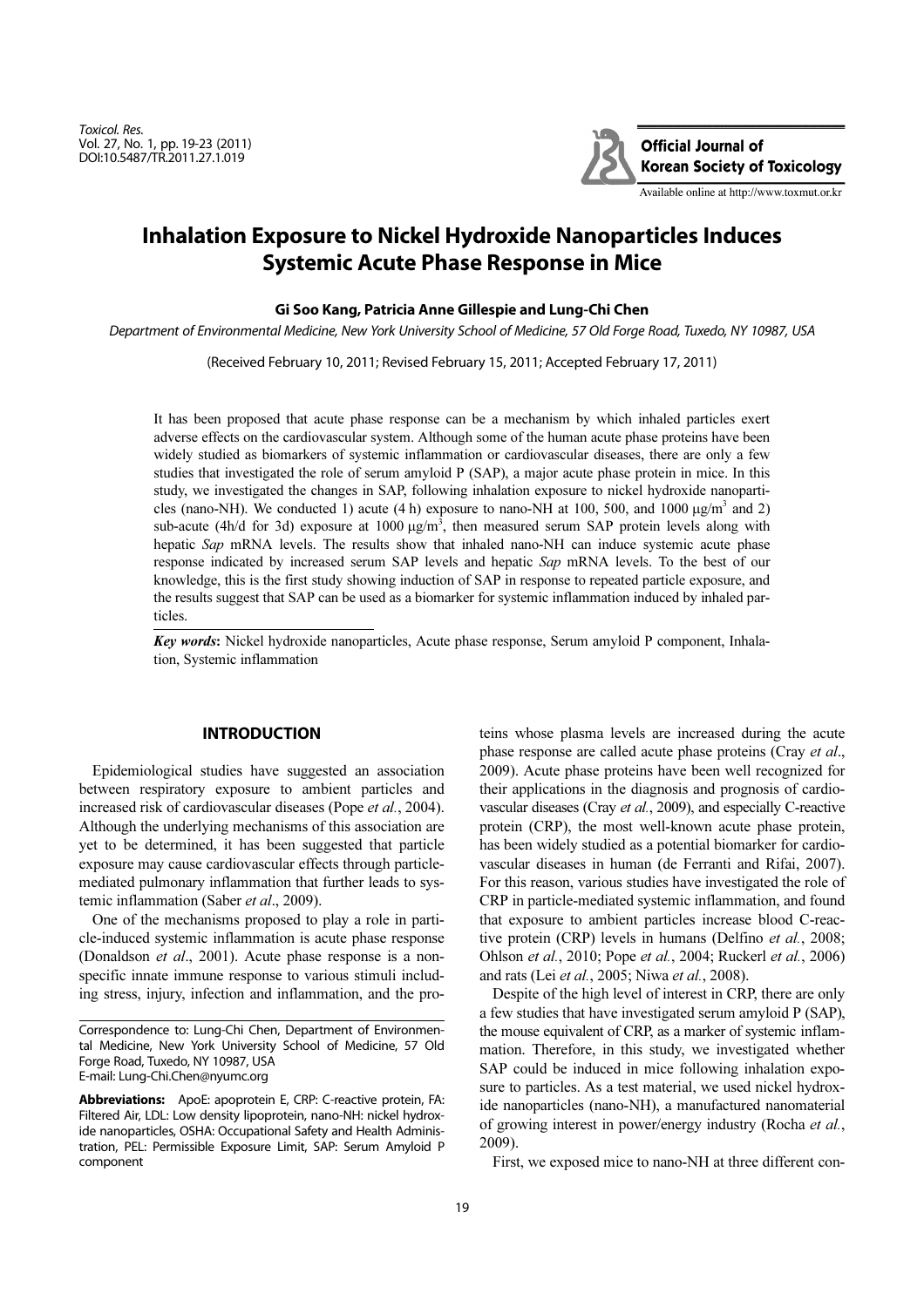# Inhalation Exposure to Nickel Hydroxide Nanoparticles Induces Systemic Acute Phase Response in Mice

**Gi Soo Kang, Patricia Anne Gillespie and Lung-Chi Chen**

*Department of Environmental Medicine, New York University School of Medicine, 57 Old Forge Road, Tuxedo, NY 10987, USA*

(Received February 10, 2011; Revised February 15, 2011; Accepted February 17, 2011)

It has been proposed that acute phase response can be a mechanism by which inhaled particles exert adverse effects on the cardiovascular system. Although some of the human acute phase proteins have been widely studied as biomarkers of systemic inflammation or cardiovascular diseases, there are only a few studies that investigated the role of serum amyloid P (SAP), a major acute phase protein in mice. In this study, we investigated the changes in SAP, following inhalation exposure to nickel hydroxide nanoparticles (nano-NH). We conducted 1) acute (4 h) exposure to nano-NH at 100, 500, and 1000 μg/m$^3$ and 2) sub-acute (4h/d for 3d) exposure at 1000 μg/m$^3$, then measured serum SAP protein levels along with hepatic *Sap* mRNA levels. The results show that inhaled nano-NH can induce systemic acute phase response indicated by increased serum SAP levels and hepatic *Sap* mRNA levels. To the best of our knowledge, this is the first study showing induction of SAP in response to repeated particle exposure, and the results suggest that SAP can be used as a biomarker for systemic inflammation induced by inhaled particles.

***Key words*:** Nickel hydroxide nanoparticles, Acute phase response, Serum amyloid P component, Inhalation, Systemic inflammation

## INTRODUCTION

Epidemiological studies have suggested an association between respiratory exposure to ambient particles and increased risk of cardiovascular diseases (Pope *et al.*, 2004). Although the underlying mechanisms of this association are yet to be determined, it has been suggested that particle exposure may cause cardiovascular effects through particle-mediated pulmonary inflammation that further leads to systemic inflammation (Saber *et al*., 2009).

One of the mechanisms proposed to play a role in particle-induced systemic inflammation is acute phase response (Donaldson *et al*., 2001). Acute phase response is a nonspecific innate immune response to various stimuli including stress, injury, infection and inflammation, and the proteins whose plasma levels are increased during the acute phase response are called acute phase proteins (Cray *et al*., 2009). Acute phase proteins have been well recognized for their applications in the diagnosis and prognosis of cardiovascular diseases (Cray *et al.*, 2009), and especially C-reactive protein (CRP), the most well-known acute phase protein, has been widely studied as a potential biomarker for cardiovascular diseases in human (de Ferranti and Rifai, 2007). For this reason, various studies have investigated the role of CRP in particle-mediated systemic inflammation, and found that exposure to ambient particles increase blood C-reactive protein (CRP) levels in humans (Delfino *et al.*, 2008; Ohlson *et al.*, 2010; Pope *et al.*, 2004; Ruckerl *et al.*, 2006) and rats (Lei *et al.*, 2005; Niwa *et al.*, 2008).

Despite of the high level of interest in CRP, there are only a few studies that have investigated serum amyloid P (SAP), the mouse equivalent of CRP, as a marker of systemic inflammation. Therefore, in this study, we investigated whether SAP could be induced in mice following inhalation exposure to particles. As a test material, we used nickel hydroxide nanoparticles (nano-NH), a manufactured nanomaterial of growing interest in power/energy industry (Rocha *et al.*, 2009).

First, we exposed mice to nano-NH at three different con-

Correspondence to: Lung-Chi Chen, Department of Environmental Medicine, New York University School of Medicine, 57 Old Forge Road, Tuxedo, NY 10987, USA
E-mail: Lung-Chi.Chen@nyumc.org

**Abbreviations:** ApoE: apoprotein E, CRP: C-reactive protein, FA: Filtered Air, LDL: Low density lipoprotein, nano-NH: nickel hydroxide nanoparticles, OSHA: Occupational Safety and Health Administration, PEL: Permissible Exposure Limit, SAP: Serum Amyloid P component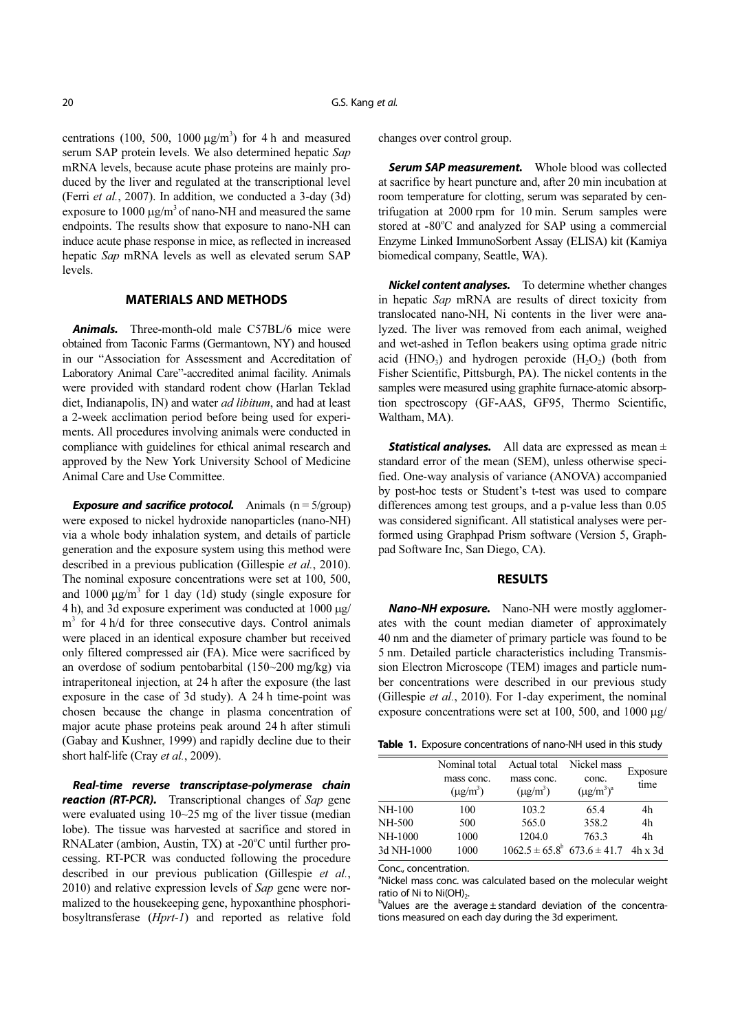centrations (100, 500, 1000 μg/m$^3$) for 4 h and measured serum SAP protein levels. We also determined hepatic *Sap* mRNA levels, because acute phase proteins are mainly produced by the liver and regulated at the transcriptional level (Ferri *et al.*, 2007). In addition, we conducted a 3-day (3d) exposure to 1000 μg/m$^3$ of nano-NH and measured the same endpoints. The results show that exposure to nano-NH can induce acute phase response in mice, as reflected in increased hepatic *Sap* mRNA levels as well as elevated serum SAP levels.

## MATERIALS AND METHODS

***Animals.*** Three-month-old male C57BL/6 mice were obtained from Taconic Farms (Germantown, NY) and housed in our "Association for Assessment and Accreditation of Laboratory Animal Care"-accredited animal facility. Animals were provided with standard rodent chow (Harlan Teklad diet, Indianapolis, IN) and water *ad libitum*, and had at least a 2-week acclimation period before being used for experiments. All procedures involving animals were conducted in compliance with guidelines for ethical animal research and approved by the New York University School of Medicine Animal Care and Use Committee.

***Exposure and sacrifice protocol.*** Animals (n = 5/group) were exposed to nickel hydroxide nanoparticles (nano-NH) via a whole body inhalation system, and details of particle generation and the exposure system using this method were described in a previous publication (Gillespie *et al.*, 2010). The nominal exposure concentrations were set at 100, 500, and 1000 μg/m$^3$ for 1 day (1d) study (single exposure for 4 h), and 3d exposure experiment was conducted at 1000 μg/m$^3$ for 4 h/d for three consecutive days. Control animals were placed in an identical exposure chamber but received only filtered compressed air (FA). Mice were sacrificed by an overdose of sodium pentobarbital (150~200 mg/kg) via intraperitoneal injection, at 24 h after the exposure (the last exposure in the case of 3d study). A 24 h time-point was chosen because the change in plasma concentration of major acute phase proteins peak around 24 h after stimuli (Gabay and Kushner, 1999) and rapidly decline due to their short half-life (Cray *et al.*, 2009).

***Real-time reverse transcriptase-polymerase chain reaction (RT-PCR).*** Transcriptional changes of *Sap* gene were evaluated using 10~25 mg of the liver tissue (median lobe). The tissue was harvested at sacrifice and stored in RNALater (ambion, Austin, TX) at -20°C until further processing. RT-PCR was conducted following the procedure described in our previous publication (Gillespie *et al.*, 2010) and relative expression levels of *Sap* gene were normalized to the housekeeping gene, hypoxanthine phosphoribosyltransferase (*Hprt-1*) and reported as relative fold changes over control group.

***Serum SAP measurement.*** Whole blood was collected at sacrifice by heart puncture and, after 20 min incubation at room temperature for clotting, serum was separated by centrifugation at 2000 rpm for 10 min. Serum samples were stored at -80°C and analyzed for SAP using a commercial Enzyme Linked ImmunoSorbent Assay (ELISA) kit (Kamiya biomedical company, Seattle, WA).

***Nickel content analyses.*** To determine whether changes in hepatic *Sap* mRNA are results of direct toxicity from translocated nano-NH, Ni contents in the liver were analyzed. The liver was removed from each animal, weighed and wet-ashed in Teflon beakers using optima grade nitric acid ($HNO_3$) and hydrogen peroxide ($H_2O_2$) (both from Fisher Scientific, Pittsburgh, PA). The nickel contents in the samples were measured using graphite furnace-atomic absorption spectroscopy (GF-AAS, GF95, Thermo Scientific, Waltham, MA).

***Statistical analyses.*** All data are expressed as mean ± standard error of the mean (SEM), unless otherwise specified. One-way analysis of variance (ANOVA) accompanied by post-hoc tests or Student's t-test was used to compare differences among test groups, and a p-value less than 0.05 was considered significant. All statistical analyses were performed using Graphpad Prism software (Version 5, Graphpad Software Inc, San Diego, CA).

## RESULTS

***Nano-NH exposure.*** Nano-NH were mostly agglomerates with the count median diameter of approximately 40 nm and the diameter of primary particle was found to be 5 nm. Detailed particle characteristics including Transmission Electron Microscope (TEM) images and particle number concentrations were described in our previous study (Gillespie *et al.*, 2010). For 1-day experiment, the nominal exposure concentrations were set at 100, 500, and 1000 μg/

**Table 1.** Exposure concentrations of nano-NH used in this study

| | Nominal total mass conc. (μg/m$^3$) | Actual total mass conc. (μg/m$^3$) | Nickel mass conc. (μg/m$^3$)[a] | Exposure time |
|---|---|---|---|---|
| NH-100 | 100 | 103.2 | 65.4 | 4h |
| NH-500 | 500 | 565.0 | 358.2 | 4h |
| NH-1000 | 1000 | 1204.0 | 763.3 | 4h |
| 3d NH-1000 | 1000 | 1062.5 ± 65.8[b] | 673.6 ± 41.7 | 4h x 3d |

Conc., concentration.

[a]Nickel mass conc. was calculated based on the molecular weight ratio of Ni to $Ni(OH)_2$.

[b]Values are the average ± standard deviation of the concentrations measured on each day during the 3d experiment.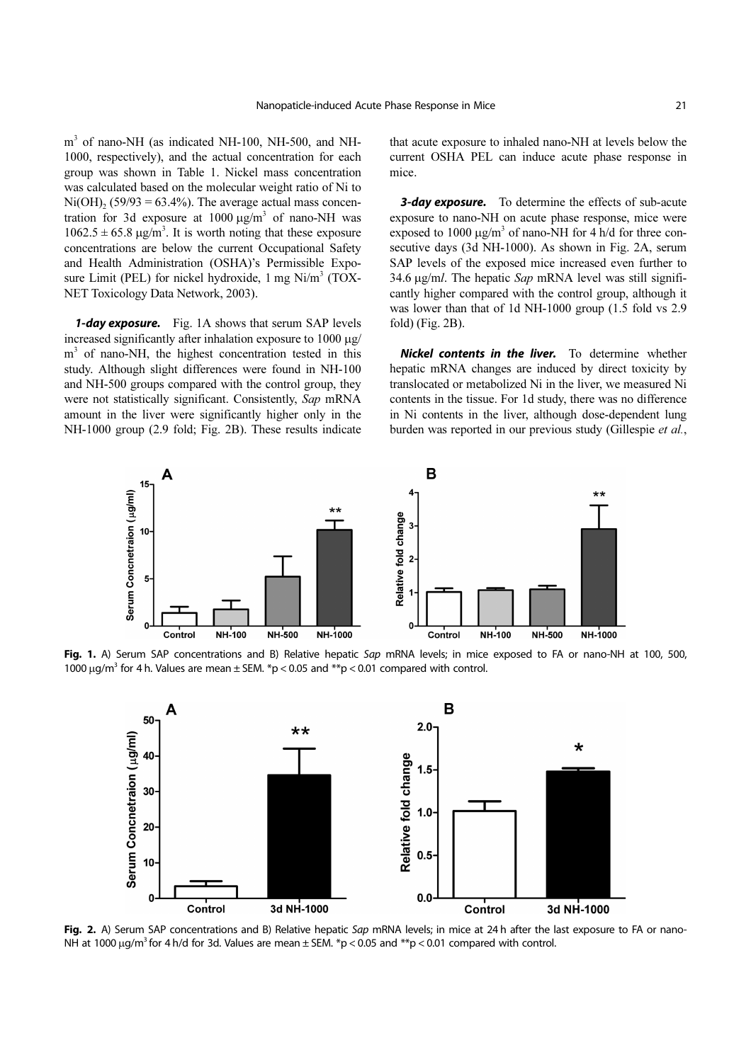$m^3$ of nano-NH (as indicated NH-100, NH-500, and NH-1000, respectively), and the actual concentration for each group was shown in Table 1. Nickel mass concentration was calculated based on the molecular weight ratio of Ni to $Ni(OH)_2$ (59/93 = 63.4%). The average actual mass concentration for 3d exposure at 1000 $\mu g/m^3$ of nano-NH was $1062.5 \pm 65.8$ $\mu g/m^3$. It is worth noting that these exposure concentrations are below the current Occupational Safety and Health Administration (OSHA)'s Permissible Exposure Limit (PEL) for nickel hydroxide, 1 mg $Ni/m^3$ (TOXNET Toxicology Data Network, 2003).

***1-day exposure.*** Fig. 1A shows that serum SAP levels increased significantly after inhalation exposure to 1000 $\mu g/m^3$ of nano-NH, the highest concentration tested in this study. Although slight differences were found in NH-100 and NH-500 groups compared with the control group, they were not statistically significant. Consistently, *Sap* mRNA amount in the liver were significantly higher only in the NH-1000 group (2.9 fold; Fig. 2B). These results indicate that acute exposure to inhaled nano-NH at levels below the current OSHA PEL can induce acute phase response in mice.

***3-day exposure.*** To determine the effects of sub-acute exposure to nano-NH on acute phase response, mice were exposed to 1000 $\mu g/m^3$ of nano-NH for 4 h/d for three consecutive days (3d NH-1000). As shown in Fig. 2A, serum SAP levels of the exposed mice increased even further to 34.6 $\mu g/ml$. The hepatic *Sap* mRNA level was still significantly higher compared with the control group, although it was lower than that of 1d NH-1000 group (1.5 fold vs 2.9 fold) (Fig. 2B).

***Nickel contents in the liver.*** To determine whether hepatic mRNA changes are induced by direct toxicity by translocated or metabolized Ni in the liver, we measured Ni contents in the tissue. For 1d study, there was no difference in Ni contents in the liver, although dose-dependent lung burden was reported in our previous study (Gillespie *et al.*,

**Fig. 1.** A) Serum SAP concentrations and B) Relative hepatic *Sap* mRNA levels; in mice exposed to FA or nano-NH at 100, 500, 1000 $\mu g/m^3$ for 4 h. Values are mean ± SEM. *$p < 0.05$ and **$p < 0.01$ compared with control.

**Fig. 2.** A) Serum SAP concentrations and B) Relative hepatic *Sap* mRNA levels; in mice at 24 h after the last exposure to FA or nano-NH at 1000 $\mu g/m^3$ for 4 h/d for 3d. Values are mean ± SEM. *$p < 0.05$ and **$p < 0.01$ compared with control.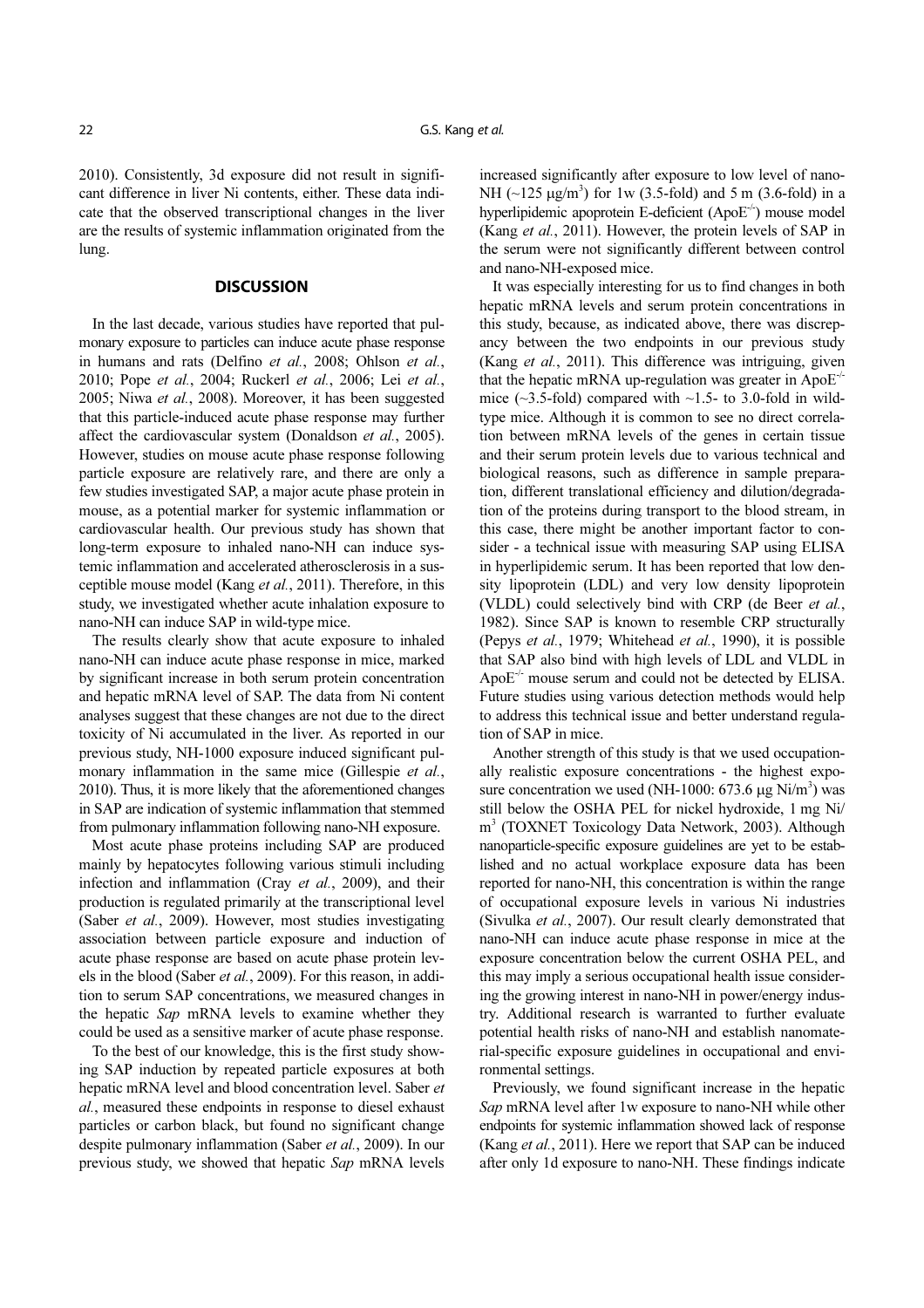2010). Consistently, 3d exposure did not result in significant difference in liver Ni contents, either. These data indicate that the observed transcriptional changes in the liver are the results of systemic inflammation originated from the lung.

## DISCUSSION

In the last decade, various studies have reported that pulmonary exposure to particles can induce acute phase response in humans and rats (Delfino *et al.*, 2008; Ohlson *et al.*, 2010; Pope *et al.*, 2004; Ruckerl *et al.*, 2006; Lei *et al.*, 2005; Niwa *et al.*, 2008). Moreover, it has been suggested that this particle-induced acute phase response may further affect the cardiovascular system (Donaldson *et al.*, 2005). However, studies on mouse acute phase response following particle exposure are relatively rare, and there are only a few studies investigated SAP, a major acute phase protein in mouse, as a potential marker for systemic inflammation or cardiovascular health. Our previous study has shown that long-term exposure to inhaled nano-NH can induce systemic inflammation and accelerated atherosclerosis in a susceptible mouse model (Kang *et al.*, 2011). Therefore, in this study, we investigated whether acute inhalation exposure to nano-NH can induce SAP in wild-type mice.

The results clearly show that acute exposure to inhaled nano-NH can induce acute phase response in mice, marked by significant increase in both serum protein concentration and hepatic mRNA level of SAP. The data from Ni content analyses suggest that these changes are not due to the direct toxicity of Ni accumulated in the liver. As reported in our previous study, NH-1000 exposure induced significant pulmonary inflammation in the same mice (Gillespie *et al.*, 2010). Thus, it is more likely that the aforementioned changes in SAP are indication of systemic inflammation that stemmed from pulmonary inflammation following nano-NH exposure.

Most acute phase proteins including SAP are produced mainly by hepatocytes following various stimuli including infection and inflammation (Cray *et al.*, 2009), and their production is regulated primarily at the transcriptional level (Saber *et al.*, 2009). However, most studies investigating association between particle exposure and induction of acute phase response are based on acute phase protein levels in the blood (Saber *et al.*, 2009). For this reason, in addition to serum SAP concentrations, we measured changes in the hepatic *Sap* mRNA levels to examine whether they could be used as a sensitive marker of acute phase response.

To the best of our knowledge, this is the first study showing SAP induction by repeated particle exposures at both hepatic mRNA level and blood concentration level. Saber *et al.*, measured these endpoints in response to diesel exhaust particles or carbon black, but found no significant change despite pulmonary inflammation (Saber *et al.*, 2009). In our previous study, we showed that hepatic *Sap* mRNA levels increased significantly after exposure to low level of nano-NH (~125 μg/m$^3$) for 1w (3.5-fold) and 5 m (3.6-fold) in a hyperlipidemic apoprotein E-deficient (ApoE$^{-/-}$) mouse model (Kang *et al.*, 2011). However, the protein levels of SAP in the serum were not significantly different between control and nano-NH-exposed mice.

It was especially interesting for us to find changes in both hepatic mRNA levels and serum protein concentrations in this study, because, as indicated above, there was discrepancy between the two endpoints in our previous study (Kang *et al.*, 2011). This difference was intriguing, given that the hepatic mRNA up-regulation was greater in ApoE$^{-/-}$ mice (~3.5-fold) compared with ~1.5- to 3.0-fold in wild-type mice. Although it is common to see no direct correlation between mRNA levels of the genes in certain tissue and their serum protein levels due to various technical and biological reasons, such as difference in sample preparation, different translational efficiency and dilution/degradation of the proteins during transport to the blood stream, in this case, there might be another important factor to consider - a technical issue with measuring SAP using ELISA in hyperlipidemic serum. It has been reported that low density lipoprotein (LDL) and very low density lipoprotein (VLDL) could selectively bind with CRP (de Beer *et al.*, 1982). Since SAP is known to resemble CRP structurally (Pepys *et al.*, 1979; Whitehead *et al.*, 1990), it is possible that SAP also bind with high levels of LDL and VLDL in ApoE$^{-/-}$ mouse serum and could not be detected by ELISA. Future studies using various detection methods would help to address this technical issue and better understand regulation of SAP in mice.

Another strength of this study is that we used occupationally realistic exposure concentrations - the highest exposure concentration we used (NH-1000: 673.6 μg Ni/m$^3$) was still below the OSHA PEL for nickel hydroxide, 1 mg Ni/m$^3$ (TOXNET Toxicology Data Network, 2003). Although nanoparticle-specific exposure guidelines are yet to be established and no actual workplace exposure data has been reported for nano-NH, this concentration is within the range of occupational exposure levels in various Ni industries (Sivulka *et al.*, 2007). Our result clearly demonstrated that nano-NH can induce acute phase response in mice at the exposure concentration below the current OSHA PEL, and this may imply a serious occupational health issue considering the growing interest in nano-NH in power/energy industry. Additional research is warranted to further evaluate potential health risks of nano-NH and establish nanomaterial-specific exposure guidelines in occupational and environmental settings.

Previously, we found significant increase in the hepatic *Sap* mRNA level after 1w exposure to nano-NH while other endpoints for systemic inflammation showed lack of response (Kang *et al.*, 2011). Here we report that SAP can be induced after only 1d exposure to nano-NH. These findings indicate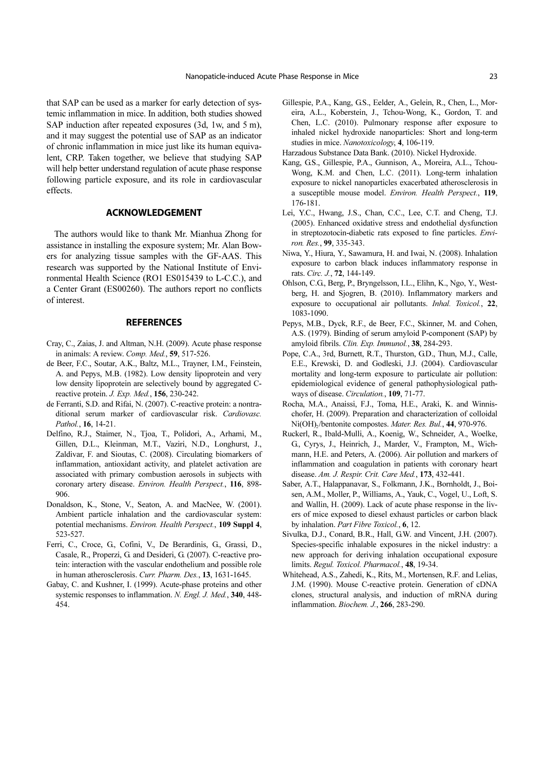that SAP can be used as a marker for early detection of systemic inflammation in mice. In addition, both studies showed SAP induction after repeated exposures (3d, 1w, and 5 m), and it may suggest the potential use of SAP as an indicator of chronic inflammation in mice just like its human equivalent, CRP. Taken together, we believe that studying SAP will help better understand regulation of acute phase response following particle exposure, and its role in cardiovascular effects.

## ACKNOWLEDGEMENT

The authors would like to thank Mr. Mianhua Zhong for assistance in installing the exposure system; Mr. Alan Bowers for analyzing tissue samples with the GF-AAS. This research was supported by the National Institute of Environmental Health Science (RO1 ES015439 to L-C.C.), and a Center Grant (ES00260). The authors report no conflicts of interest.

## REFERENCES

Cray, C., Zaias, J. and Altman, N.H. (2009). Acute phase response in animals: A review. *Comp. Med.*, **59**, 517-526.

de Beer, F.C., Soutar, A.K., Baltz, M.L., Trayner, I.M., Feinstein, A. and Pepys, M.B. (1982). Low density lipoprotein and very low density lipoprotein are selectively bound by aggregated C-reactive protein. *J. Exp. Med.*, **156**, 230-242.

de Ferranti, S.D. and Rifai, N. (2007). C-reactive protein: a nontraditional serum marker of cardiovascular risk. *Cardiovasc. Pathol.*, **16**, 14-21.

Delfino, R.J., Staimer, N., Tjoa, T., Polidori, A., Arhami, M., Gillen, D.L., Kleinman, M.T., Vaziri, N.D., Longhurst, J., Zaldivar, F. and Sioutas, C. (2008). Circulating biomarkers of inflammation, antioxidant activity, and platelet activation are associated with primary combustion aerosols in subjects with coronary artery disease. *Environ. Health Perspect.*, **116**, 898-906.

Donaldson, K., Stone, V., Seaton, A. and MacNee, W. (2001). Ambient particle inhalation and the cardiovascular system: potential mechanisms. *Environ. Health Perspect.*, **109 Suppl 4**, 523-527.

Ferri, C., Croce, G., Cofini, V., De Berardinis, G., Grassi, D., Casale, R., Properzi, G. and Desideri, G. (2007). C-reactive protein: interaction with the vascular endothelium and possible role in human atherosclerosis. *Curr. Pharm. Des.*, **13**, 1631-1645.

Gabay, C. and Kushner, I. (1999). Acute-phase proteins and other systemic responses to inflammation. *N. Engl. J. Med.*, **340**, 448-454.

Gillespie, P.A., Kang, G.S., Eelder, A., Gelein, R., Chen, L., Moreira, A.L., Koberstein, J., Tchou-Wong, K., Gordon, T. and Chen, L.C. (2010). Pulmonary response after exposure to inhaled nickel hydroxide nanoparticles: Short and long-term studies in mice. *Nanotoxicology*, **4**, 106-119.

Harzadous Substance Data Bank. (2010). Nickel Hydroxide.

Kang, G.S., Gillespie, P.A., Gunnison, A., Moreira, A.L., Tchou-Wong, K.M. and Chen, L.C. (2011). Long-term inhalation exposure to nickel nanoparticles exacerbated atherosclerosis in a susceptible mouse model. *Environ. Health Perspect.*, **119**, 176-181.

Lei, Y.C., Hwang, J.S., Chan, C.C., Lee, C.T. and Cheng, T.J. (2005). Enhanced oxidative stress and endothelial dysfunction in streptozotocin-diabetic rats exposed to fine particles. *Environ. Res.*, **99**, 335-343.

Niwa, Y., Hiura, Y., Sawamura, H. and Iwai, N. (2008). Inhalation exposure to carbon black induces inflammatory response in rats. *Circ. J.*, **72**, 144-149.

Ohlson, C.G., Berg, P., Bryngelsson, I.L., Elihn, K., Ngo, Y., Westberg, H. and Sjogren, B. (2010). Inflammatory markers and exposure to occupational air pollutants. *Inhal. Toxicol.*, **22**, 1083-1090.

Pepys, M.B., Dyck, R.F., de Beer, F.C., Skinner, M. and Cohen, A.S. (1979). Binding of serum amyloid P-component (SAP) by amyloid fibrils. *Clin. Exp. Immunol.*, **38**, 284-293.

Pope, C.A., 3rd, Burnett, R.T., Thurston, G.D., Thun, M.J., Calle, E.E., Krewski, D. and Godleski, J.J. (2004). Cardiovascular mortality and long-term exposure to particulate air pollution: epidemiological evidence of general pathophysiological pathways of disease. *Circulation.*, **109**, 71-77.

Rocha, M.A., Anaissi, F.J., Toma, H.E., Araki, K. and Winnischofer, H. (2009). Preparation and characterization of colloidal $Ni(OH)_2$/bentonite compostes. *Mater. Res. Bul.*, **44**, 970-976.

Ruckerl, R., Ibald-Mulli, A., Koenig, W., Schneider, A., Woelke, G., Cyrys, J., Heinrich, J., Marder, V., Frampton, M., Wichmann, H.E. and Peters, A. (2006). Air pollution and markers of inflammation and coagulation in patients with coronary heart disease. *Am. J. Respir. Crit. Care Med.*, **173**, 432-441.

Saber, A.T., Halappanavar, S., Folkmann, J.K., Bornholdt, J., Boisen, A.M., Moller, P., Williams, A., Yauk, C., Vogel, U., Loft, S. and Wallin, H. (2009). Lack of acute phase response in the livers of mice exposed to diesel exhaust particles or carbon black by inhalation. *Part Fibre Toxicol.*, **6**, 12.

Sivulka, D.J., Conard, B.R., Hall, G.W. and Vincent, J.H. (2007). Species-specific inhalable exposures in the nickel industry: a new approach for deriving inhalation occupational exposure limits. *Regul. Toxicol. Pharmacol.*, **48**, 19-34.

Whitehead, A.S., Zahedi, K., Rits, M., Mortensen, R.F. and Lelias, J.M. (1990). Mouse C-reactive protein. Generation of cDNA clones, structural analysis, and induction of mRNA during inflammation. *Biochem. J.*, **266**, 283-290.